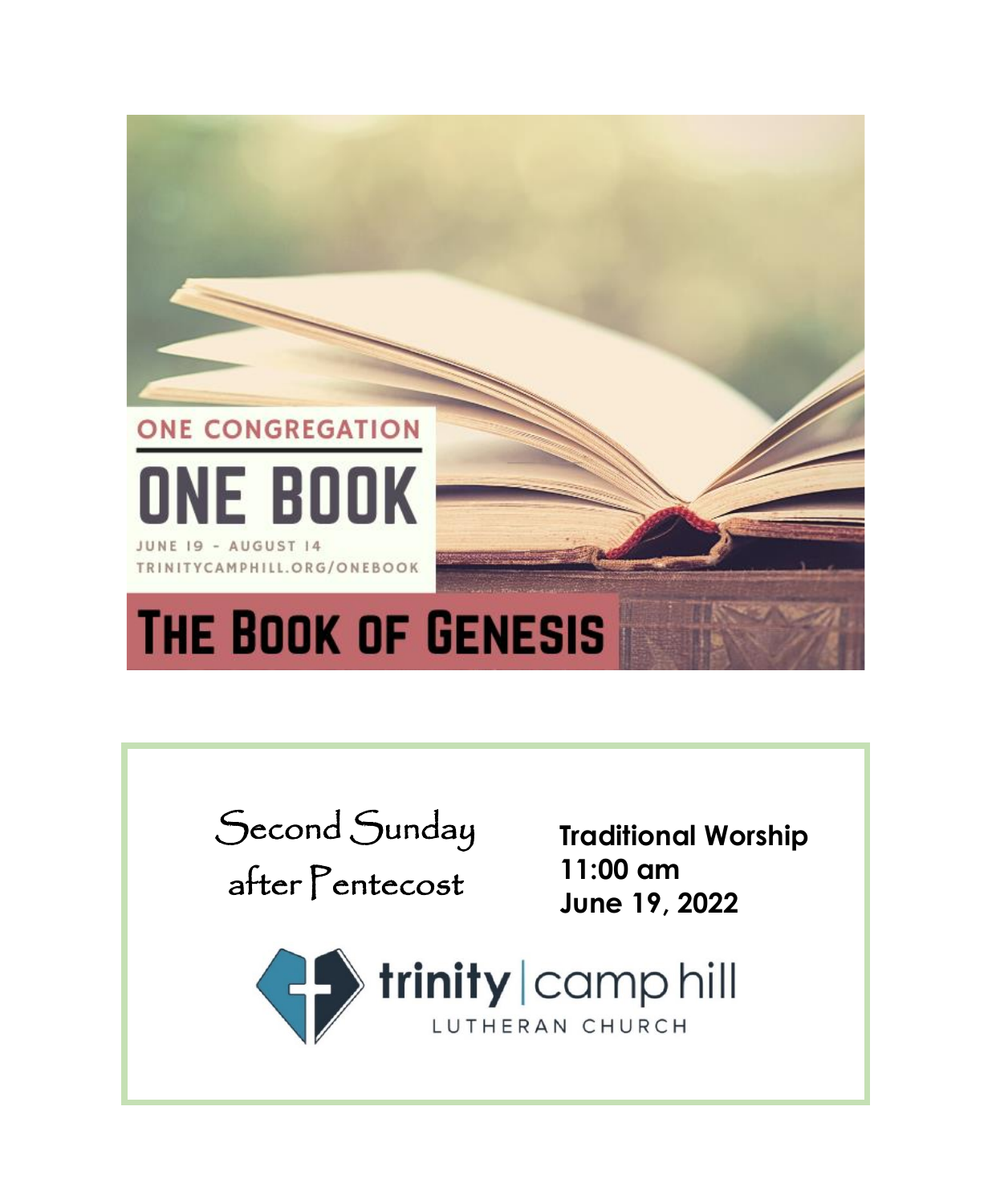ONE CONGREGATION

# ONE BOOK

JUNE 19 - AUGUST 14

TRINITYCAMPHILL.ORG/ONEBOOK

# THE BOOK OF GENESIS

Second Sunday after Pentecost

**Traditional Worship**
**11:00 am**
**June 19, 2022**

trinity | camp hill
LUTHERAN CHURCH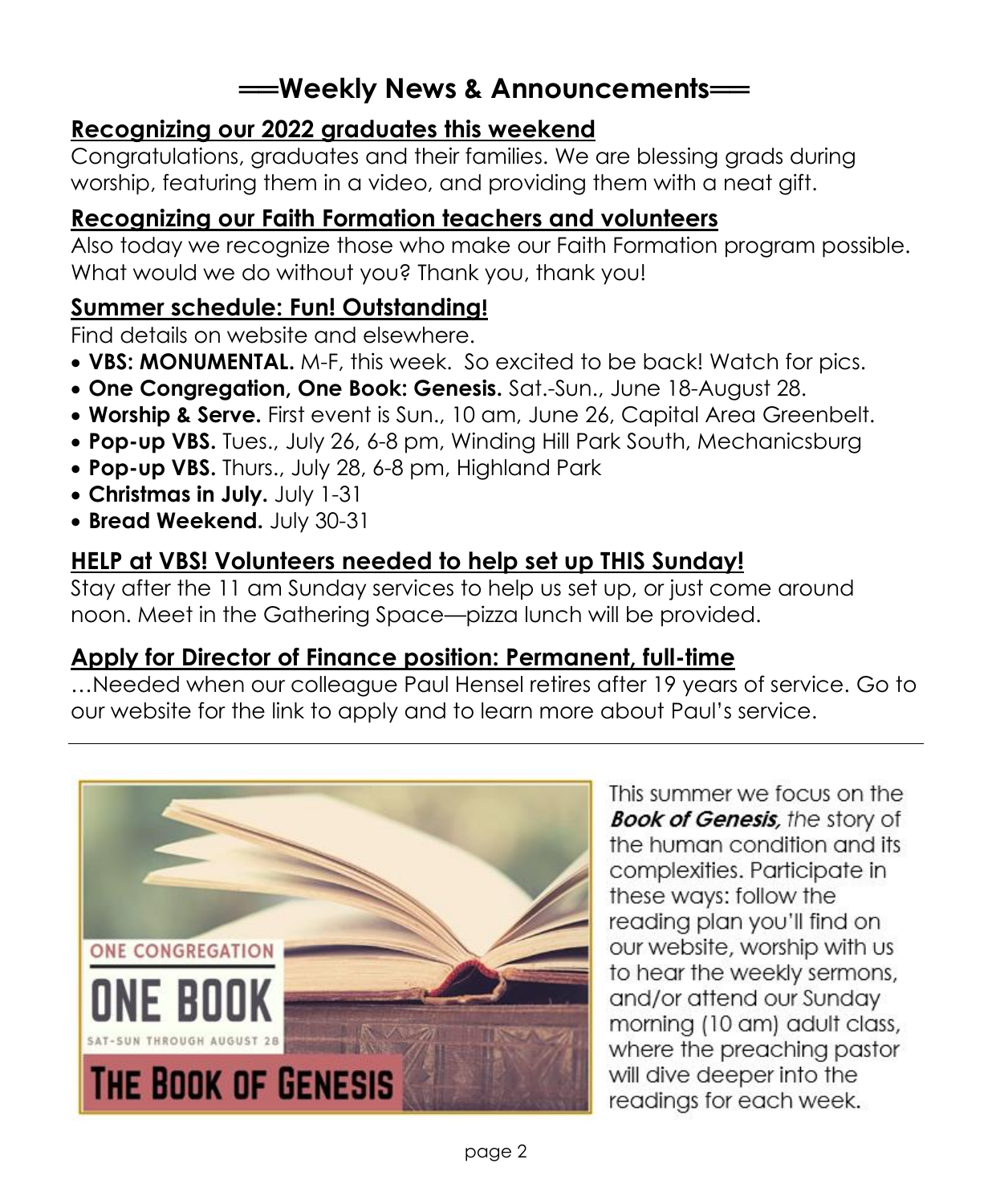# ══Weekly News & Announcements══

## Recognizing our 2022 graduates this weekend

Congratulations, graduates and their families. We are blessing grads during worship, featuring them in a video, and providing them with a neat gift.

## Recognizing our Faith Formation teachers and volunteers

Also today we recognize those who make our Faith Formation program possible. What would we do without you? Thank you, thank you!

## Summer schedule: Fun! Outstanding!

Find details on website and elsewhere.

- **VBS: MONUMENTAL.** M-F, this week. So excited to be back! Watch for pics.
- **One Congregation, One Book: Genesis.** Sat.-Sun., June 18-August 28.
- **Worship & Serve.** First event is Sun., 10 am, June 26, Capital Area Greenbelt.
- **Pop-up VBS.** Tues., July 26, 6-8 pm, Winding Hill Park South, Mechanicsburg
- **Pop-up VBS.** Thurs., July 28, 6-8 pm, Highland Park
- **Christmas in July.** July 1-31
- **Bread Weekend.** July 30-31

## HELP at VBS! Volunteers needed to help set up THIS Sunday!

Stay after the 11 am Sunday services to help us set up, or just come around noon. Meet in the Gathering Space—pizza lunch will be provided.

## Apply for Director of Finance position: Permanent, full-time

…Needed when our colleague Paul Hensel retires after 19 years of service. Go to our website for the link to apply and to learn more about Paul's service.

---

ONE CONGREGATION
ONE BOOK
SAT-SUN THROUGH AUGUST 28
THE BOOK OF GENESIS

This summer we focus on the ***Book of Genesis,*** *the* story of the human condition and its complexities. Participate in these ways: follow the reading plan you'll find on our website, worship with us to hear the weekly sermons, and/or attend our Sunday morning (10 am) adult class, where the preaching pastor will dive deeper into the readings for each week.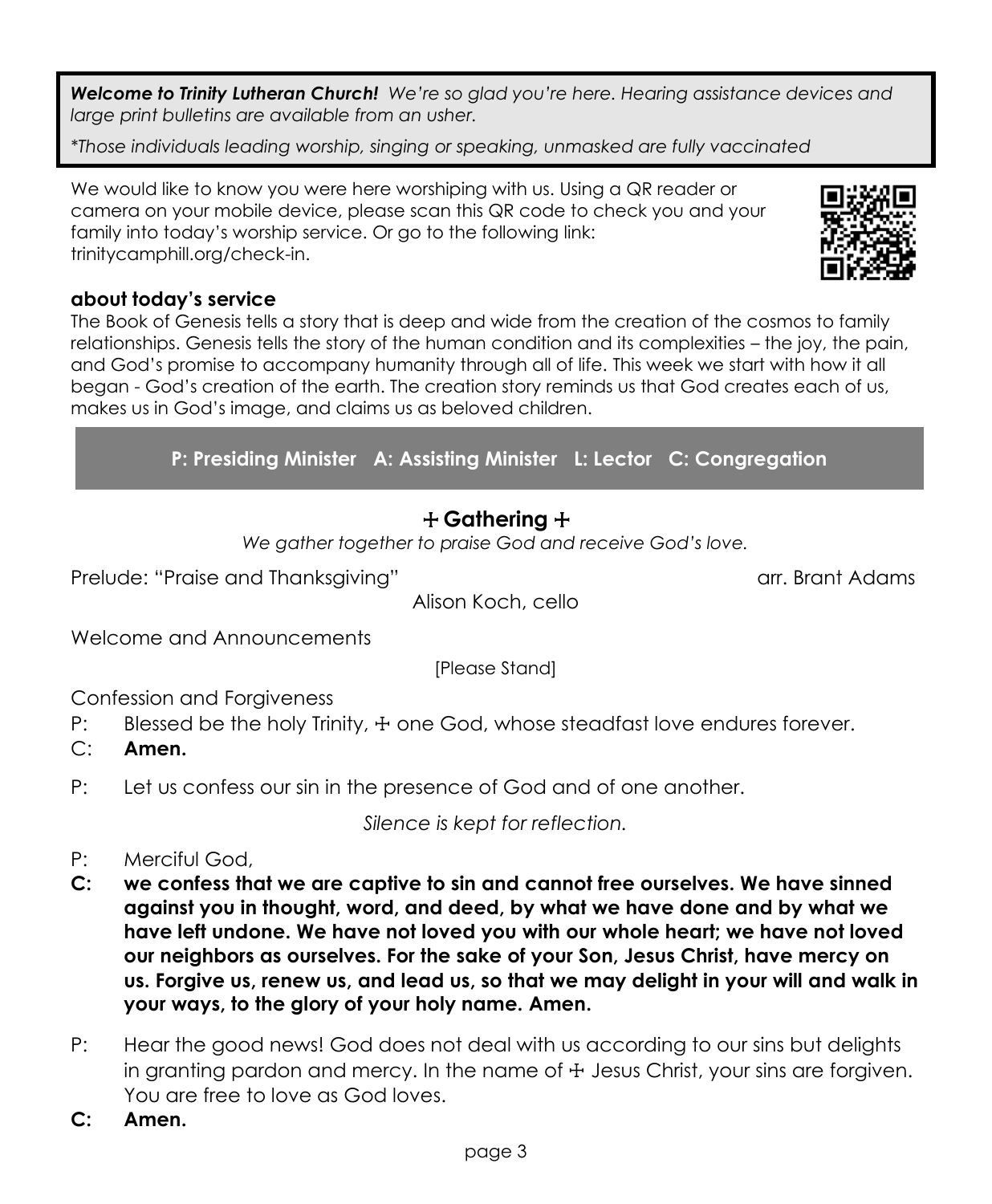***Welcome to Trinity Lutheran Church!*** *We're so glad you're here. Hearing assistance devices and large print bulletins are available from an usher.*

**Those individuals leading worship, singing or speaking, unmasked are fully vaccinated*

We would like to know you were here worshiping with us. Using a QR reader or camera on your mobile device, please scan this QR code to check you and your family into today's worship service. Or go to the following link: trinitycamphill.org/check-in.

**about today's service**

The Book of Genesis tells a story that is deep and wide from the creation of the cosmos to family relationships. Genesis tells the story of the human condition and its complexities – the joy, the pain, and God's promise to accompany humanity through all of life. This week we start with how it all began - God's creation of the earth. The creation story reminds us that God creates each of us, makes us in God's image, and claims us as beloved children.

**P: Presiding Minister A: Assisting Minister L: Lector C: Congregation**

## ☩ Gathering ☩

*We gather together to praise God and receive God's love.*

Prelude: "Praise and Thanksgiving" arr. Brant Adams

Alison Koch, cello

Welcome and Announcements

[Please Stand]

Confession and Forgiveness

P: Blessed be the holy Trinity, ☩ one God, whose steadfast love endures forever.

C: **Amen.**

P: Let us confess our sin in the presence of God and of one another.

*Silence is kept for reflection.*

P: Merciful God,

**C: we confess that we are captive to sin and cannot free ourselves. We have sinned against you in thought, word, and deed, by what we have done and by what we have left undone. We have not loved you with our whole heart; we have not loved our neighbors as ourselves. For the sake of your Son, Jesus Christ, have mercy on us. Forgive us, renew us, and lead us, so that we may delight in your will and walk in your ways, to the glory of your holy name. Amen.**

P: Hear the good news! God does not deal with us according to our sins but delights in granting pardon and mercy. In the name of ☩ Jesus Christ, your sins are forgiven. You are free to love as God loves.

**C: Amen.**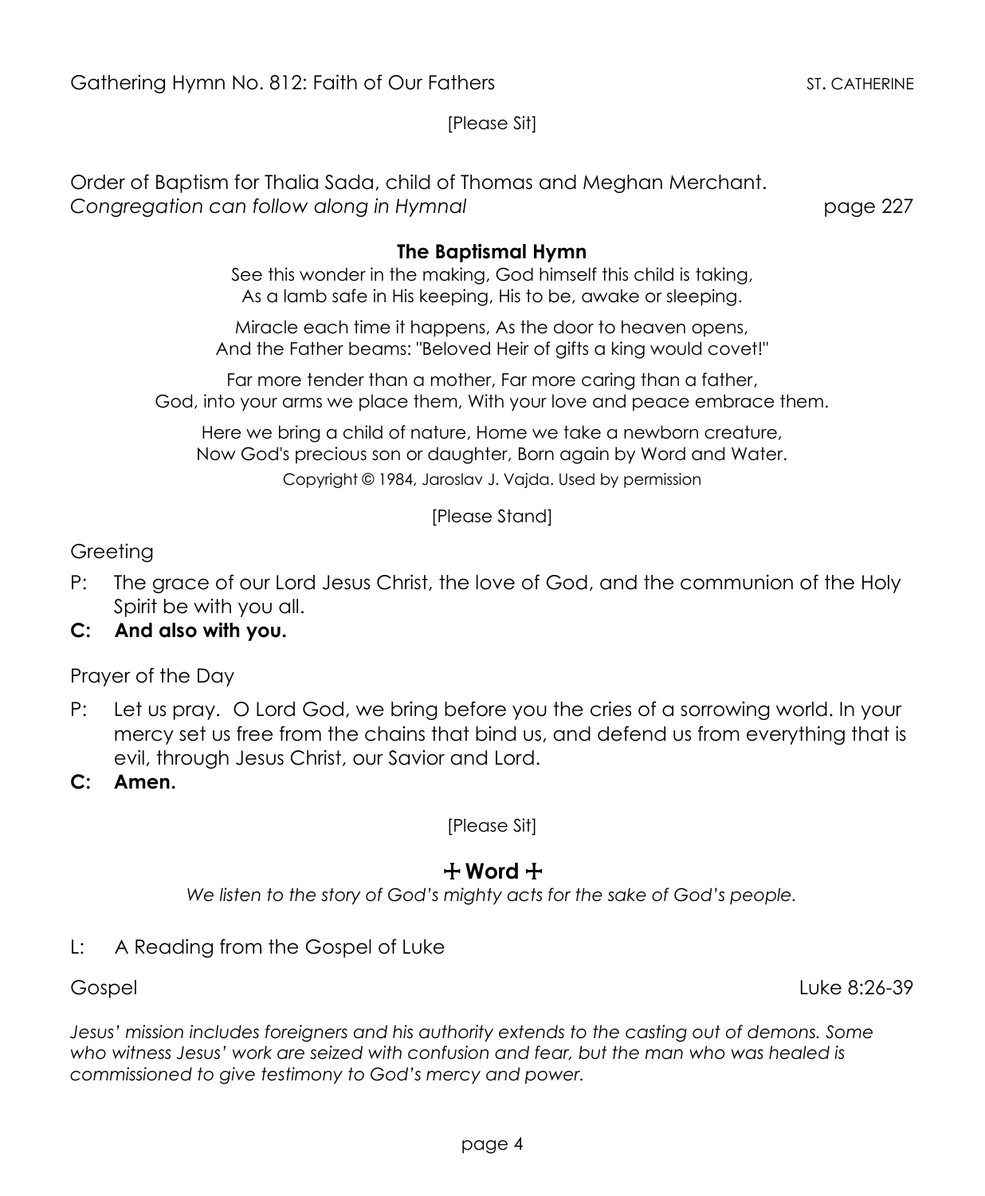Gathering Hymn No. 812: Faith of Our Fathers ST. CATHERINE

[Please Sit]

Order of Baptism for Thalia Sada, child of Thomas and Meghan Merchant.
*Congregation can follow along in Hymnal* page 227

**The Baptismal Hymn**

See this wonder in the making, God himself this child is taking,
As a lamb safe in His keeping, His to be, awake or sleeping.

Miracle each time it happens, As the door to heaven opens,
And the Father beams: "Beloved Heir of gifts a king would covet!"

Far more tender than a mother, Far more caring than a father,
God, into your arms we place them, With your love and peace embrace them.

Here we bring a child of nature, Home we take a newborn creature,
Now God's precious son or daughter, Born again by Word and Water.
Copyright © 1984, Jaroslav J. Vajda. Used by permission

[Please Stand]

Greeting

P: The grace of our Lord Jesus Christ, the love of God, and the communion of the Holy Spirit be with you all.

**C: And also with you.**

Prayer of the Day

P: Let us pray. O Lord God, we bring before you the cries of a sorrowing world. In your mercy set us free from the chains that bind us, and defend us from everything that is evil, through Jesus Christ, our Savior and Lord.

**C: Amen.**

[Please Sit]

## ☩ Word ☩

*We listen to the story of God's mighty acts for the sake of God's people.*

L: A Reading from the Gospel of Luke

Gospel Luke 8:26-39

*Jesus' mission includes foreigners and his authority extends to the casting out of demons. Some who witness Jesus' work are seized with confusion and fear, but the man who was healed is commissioned to give testimony to God's mercy and power.*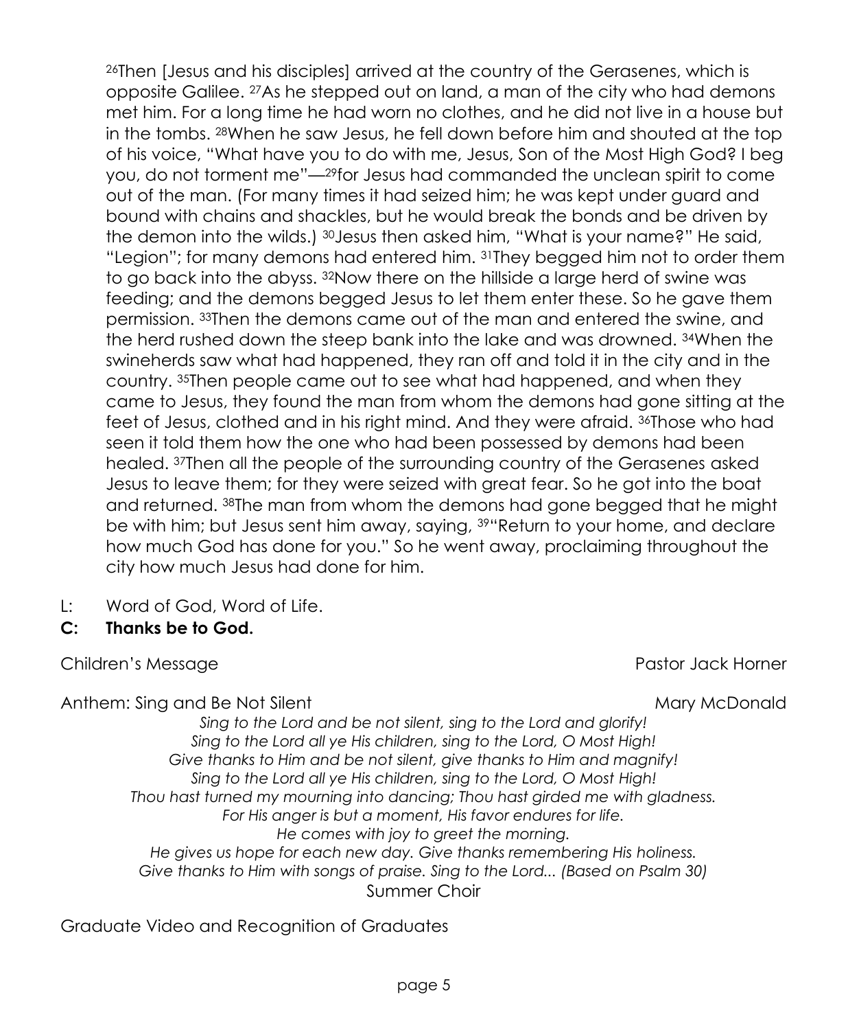26Then [Jesus and his disciples] arrived at the country of the Gerasenes, which is opposite Galilee. 27As he stepped out on land, a man of the city who had demons met him. For a long time he had worn no clothes, and he did not live in a house but in the tombs. 28When he saw Jesus, he fell down before him and shouted at the top of his voice, "What have you to do with me, Jesus, Son of the Most High God? I beg you, do not torment me"—29for Jesus had commanded the unclean spirit to come out of the man. (For many times it had seized him; he was kept under guard and bound with chains and shackles, but he would break the bonds and be driven by the demon into the wilds.) 30Jesus then asked him, "What is your name?" He said, "Legion"; for many demons had entered him. 31They begged him not to order them to go back into the abyss. 32Now there on the hillside a large herd of swine was feeding; and the demons begged Jesus to let them enter these. So he gave them permission. 33Then the demons came out of the man and entered the swine, and the herd rushed down the steep bank into the lake and was drowned. 34When the swineherds saw what had happened, they ran off and told it in the city and in the country. 35Then people came out to see what had happened, and when they came to Jesus, they found the man from whom the demons had gone sitting at the feet of Jesus, clothed and in his right mind. And they were afraid. 36Those who had seen it told them how the one who had been possessed by demons had been healed. 37Then all the people of the surrounding country of the Gerasenes asked Jesus to leave them; for they were seized with great fear. So he got into the boat and returned. 38The man from whom the demons had gone begged that he might be with him; but Jesus sent him away, saying, 39"Return to your home, and declare how much God has done for you." So he went away, proclaiming throughout the city how much Jesus had done for him.

L: Word of God, Word of Life.

**C: Thanks be to God.**

Children's Message — Pastor Jack Horner

Anthem: Sing and Be Not Silent — Mary McDonald

*Sing to the Lord and be not silent, sing to the Lord and glorify!*
*Sing to the Lord all ye His children, sing to the Lord, O Most High!*
*Give thanks to Him and be not silent, give thanks to Him and magnify!*
*Sing to the Lord all ye His children, sing to the Lord, O Most High!*
*Thou hast turned my mourning into dancing; Thou hast girded me with gladness.*
*For His anger is but a moment, His favor endures for life.*
*He comes with joy to greet the morning.*
*He gives us hope for each new day. Give thanks remembering His holiness.*
*Give thanks to Him with songs of praise. Sing to the Lord... (Based on Psalm 30)*

Summer Choir

Graduate Video and Recognition of Graduates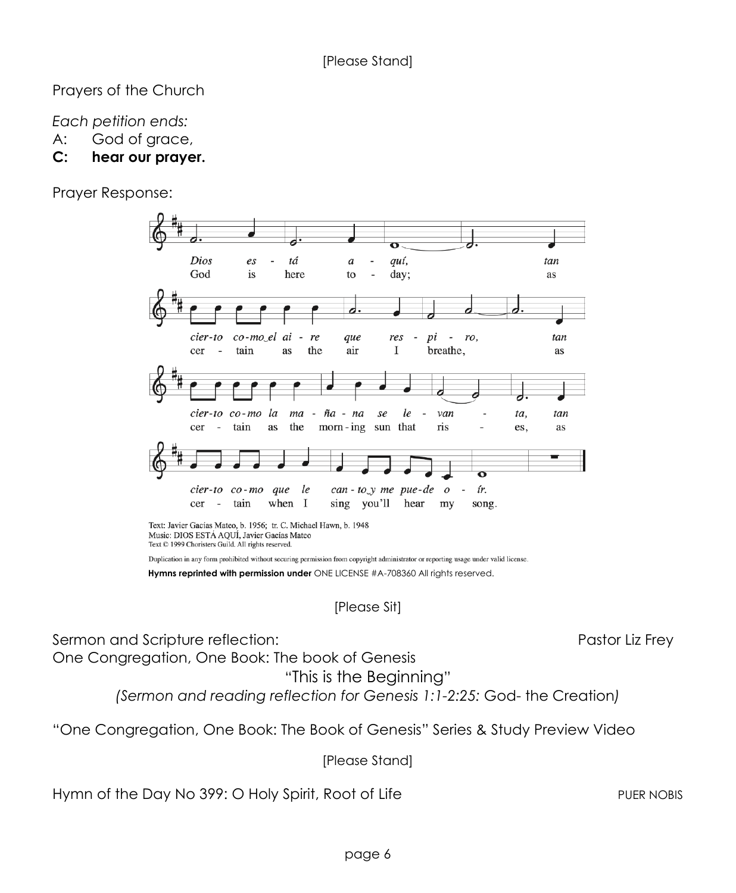[Please Stand]

Prayers of the Church

*Each petition ends:*

A: God of grace,

**C: hear our prayer.**

Prayer Response:

*Dios está aquí, tan cierto como el aire que respiro, tan cierto como la mañana se levanta, tan cierto como que le canto y me puede oír.*

God is here today; as certain as the air I breathe, as certain as the morning sun that rises, as certain when I sing you'll hear my song.

Text: Javier Gacías Mateo, b. 1956; tr. C. Michael Hawn, b. 1948
Music: DIOS ESTÁ AQUÍ, Javier Gacías Mateo
Text © 1999 Choristers Guild. All rights reserved.

Duplication in any form prohibited without securing permission from copyright administrator or reporting usage under valid license.

**Hymns reprinted with permission under** ONE LICENSE #A-708360 All rights reserved.

[Please Sit]

Sermon and Scripture reflection: Pastor Liz Frey

One Congregation, One Book: The book of Genesis

"This is the Beginning"

*(Sermon and reading reflection for Genesis 1:1-2:25:* God- the Creation*)*

"One Congregation, One Book: The Book of Genesis" Series & Study Preview Video

[Please Stand]

Hymn of the Day No 399: O Holy Spirit, Root of Life PUER NOBIS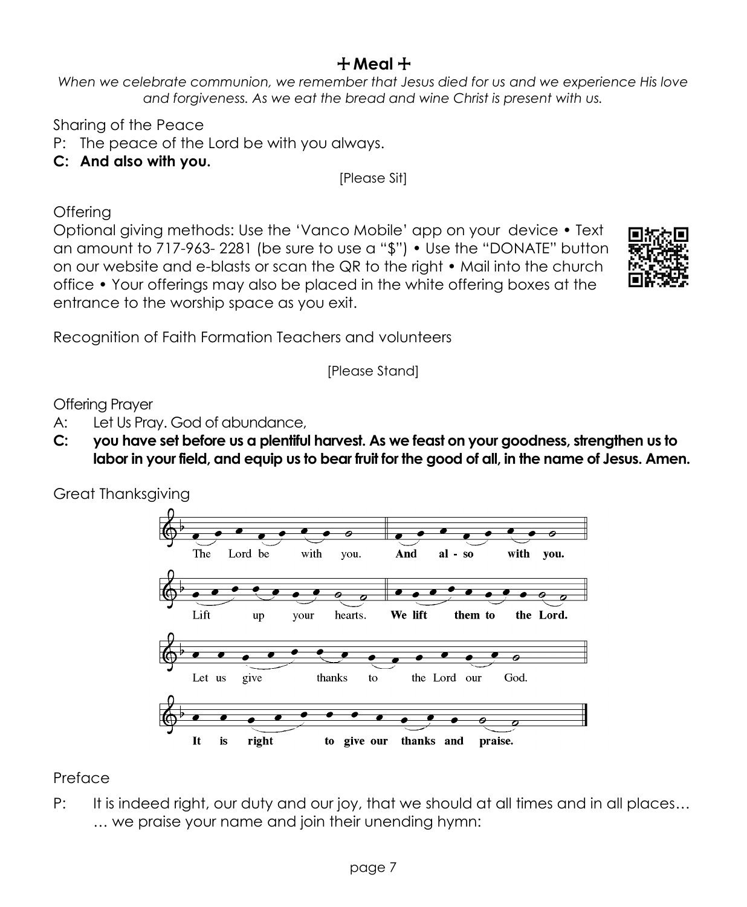## ☩ Meal ☩

*When we celebrate communion, we remember that Jesus died for us and we experience His love and forgiveness. As we eat the bread and wine Christ is present with us.*

Sharing of the Peace

P: The peace of the Lord be with you always.

**C: And also with you.**

[Please Sit]

Offering

Optional giving methods: Use the 'Vanco Mobile' app on your device • Text an amount to 717-963- 2281 (be sure to use a "$") • Use the "DONATE" button on our website and e-blasts or scan the QR to the right • Mail into the church office • Your offerings may also be placed in the white offering boxes at the entrance to the worship space as you exit.

Recognition of Faith Formation Teachers and volunteers

[Please Stand]

Offering Prayer

A: Let Us Pray. God of abundance,

**C: you have set before us a plentiful harvest. As we feast on your goodness, strengthen us to labor in your field, and equip us to bear fruit for the good of all, in the name of Jesus. Amen.**

Great Thanksgiving

The Lord be with you. **And also with you.**

Lift up your hearts. **We lift them to the Lord.**

Let us give thanks to the Lord our God.

**It is right to give our thanks and praise.**

Preface

P: It is indeed right, our duty and our joy, that we should at all times and in all places… … we praise your name and join their unending hymn: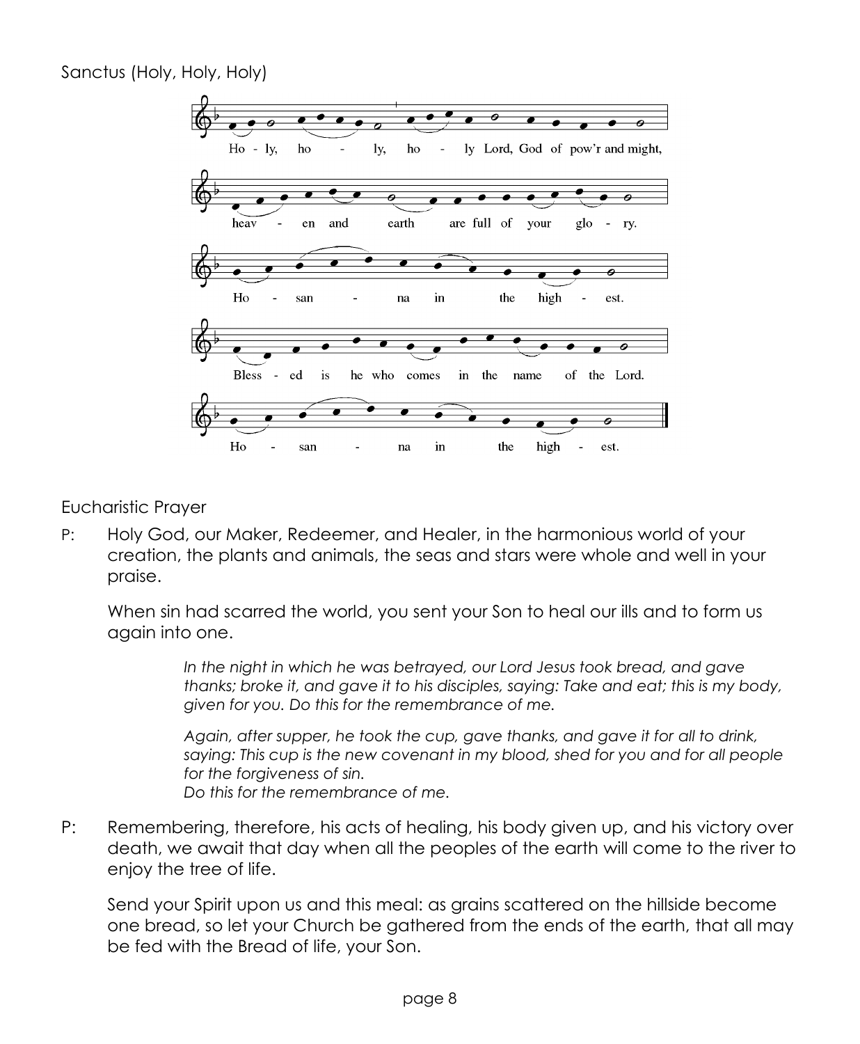Sanctus (Holy, Holy, Holy)

Ho - ly, ho - ly, ho - ly Lord, God of pow'r and might,
heav - en and earth are full of your glo - ry.
Ho - san - na in the high - est.
Bless - ed is he who comes in the name of the Lord.
Ho - san - na in the high - est.

Eucharistic Prayer

P: Holy God, our Maker, Redeemer, and Healer, in the harmonious world of your creation, the plants and animals, the seas and stars were whole and well in your praise.

When sin had scarred the world, you sent your Son to heal our ills and to form us again into one.

*In the night in which he was betrayed, our Lord Jesus took bread, and gave thanks; broke it, and gave it to his disciples, saying: Take and eat; this is my body, given for you. Do this for the remembrance of me.*

*Again, after supper, he took the cup, gave thanks, and gave it for all to drink, saying: This cup is the new covenant in my blood, shed for you and for all people for the forgiveness of sin.*
*Do this for the remembrance of me.*

P: Remembering, therefore, his acts of healing, his body given up, and his victory over death, we await that day when all the peoples of the earth will come to the river to enjoy the tree of life.

Send your Spirit upon us and this meal: as grains scattered on the hillside become one bread, so let your Church be gathered from the ends of the earth, that all may be fed with the Bread of life, your Son.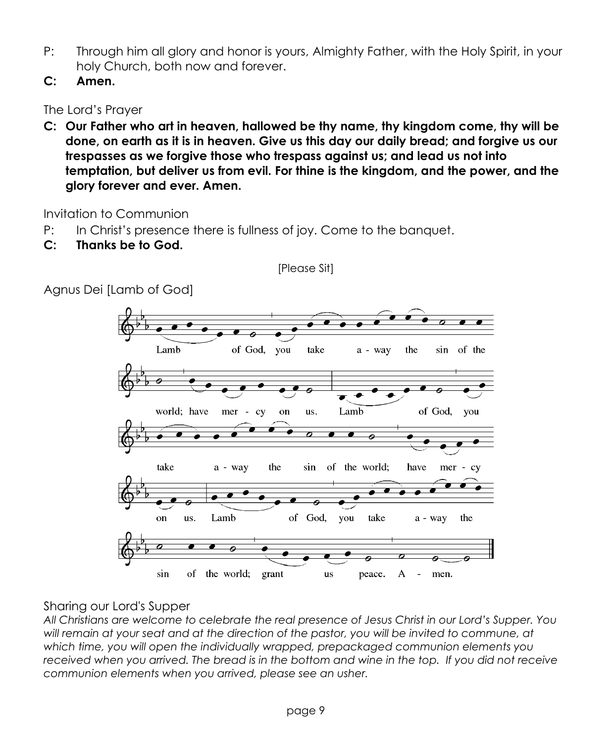P: Through him all glory and honor is yours, Almighty Father, with the Holy Spirit, in your holy Church, both now and forever.

**C: Amen.**

The Lord's Prayer

**C: Our Father who art in heaven, hallowed be thy name, thy kingdom come, thy will be done, on earth as it is in heaven. Give us this day our daily bread; and forgive us our trespasses as we forgive those who trespass against us; and lead us not into temptation, but deliver us from evil. For thine is the kingdom, and the power, and the glory forever and ever. Amen.**

Invitation to Communion

P: In Christ's presence there is fullness of joy. Come to the banquet.

**C: Thanks be to God.**

[Please Sit]

Agnus Dei [Lamb of God]

Lamb of God, you take a - way the sin of the world; have mer - cy on us. Lamb of God, you take a - way the sin of the world; have mer - cy on us. Lamb of God, you take a - way the sin of the world; grant us peace. A - men.

Sharing our Lord's Supper

*All Christians are welcome to celebrate the real presence of Jesus Christ in our Lord's Supper. You will remain at your seat and at the direction of the pastor, you will be invited to commune, at which time, you will open the individually wrapped, prepackaged communion elements you received when you arrived. The bread is in the bottom and wine in the top. If you did not receive communion elements when you arrived, please see an usher.*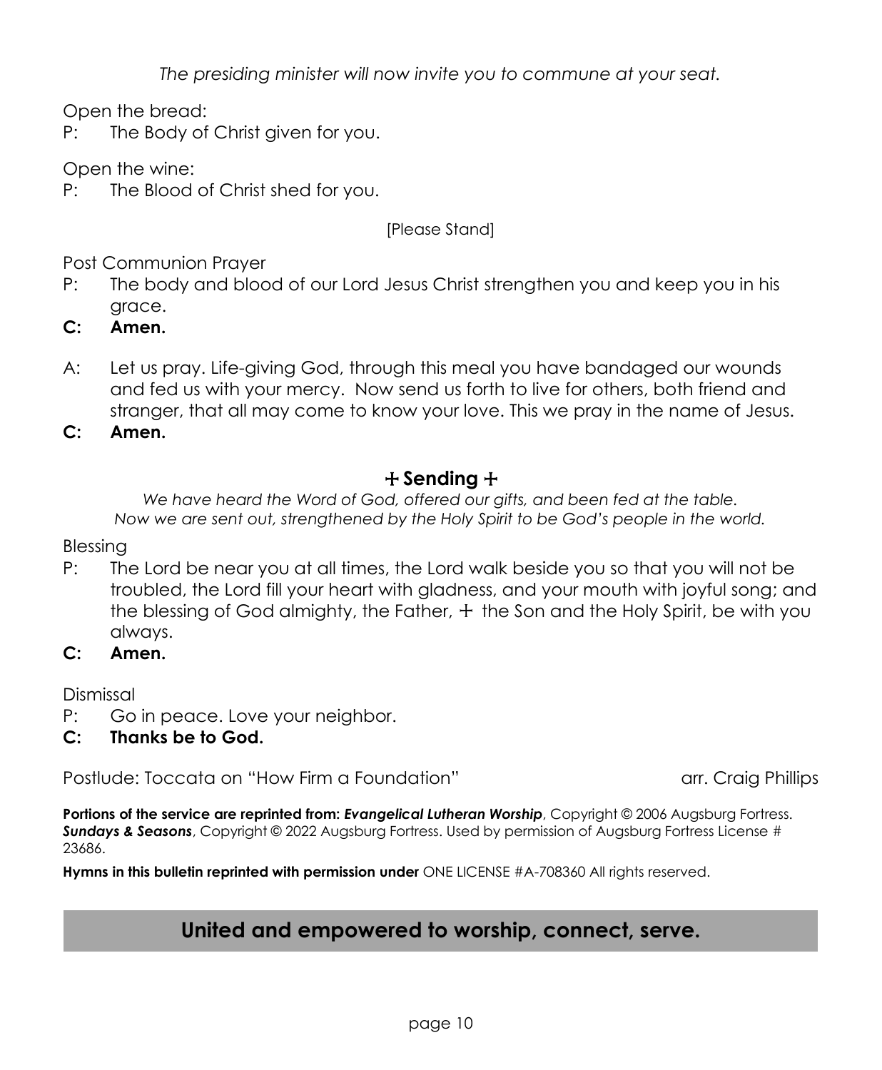*The presiding minister will now invite you to commune at your seat.*

Open the bread:

P: The Body of Christ given for you.

Open the wine:

P: The Blood of Christ shed for you.

[Please Stand]

Post Communion Prayer

P: The body and blood of our Lord Jesus Christ strengthen you and keep you in his grace.

**C: Amen.**

A: Let us pray. Life-giving God, through this meal you have bandaged our wounds and fed us with your mercy. Now send us forth to live for others, both friend and stranger, that all may come to know your love. This we pray in the name of Jesus.

**C: Amen.**

## + Sending +

*We have heard the Word of God, offered our gifts, and been fed at the table. Now we are sent out, strengthened by the Holy Spirit to be God's people in the world.*

Blessing

P: The Lord be near you at all times, the Lord walk beside you so that you will not be troubled, the Lord fill your heart with gladness, and your mouth with joyful song; and the blessing of God almighty, the Father, + the Son and the Holy Spirit, be with you always.

**C: Amen.**

Dismissal

P: Go in peace. Love your neighbor.

**C: Thanks be to God.**

Postlude: Toccata on "How Firm a Foundation" arr. Craig Phillips

**Portions of the service are reprinted from:** ***Evangelical Lutheran Worship***, Copyright © 2006 Augsburg Fortress. ***Sundays & Seasons***, Copyright © 2022 Augsburg Fortress. Used by permission of Augsburg Fortress License # 23686.

**Hymns in this bulletin reprinted with permission under** ONE LICENSE #A-708360 All rights reserved.

**United and empowered to worship, connect, serve.**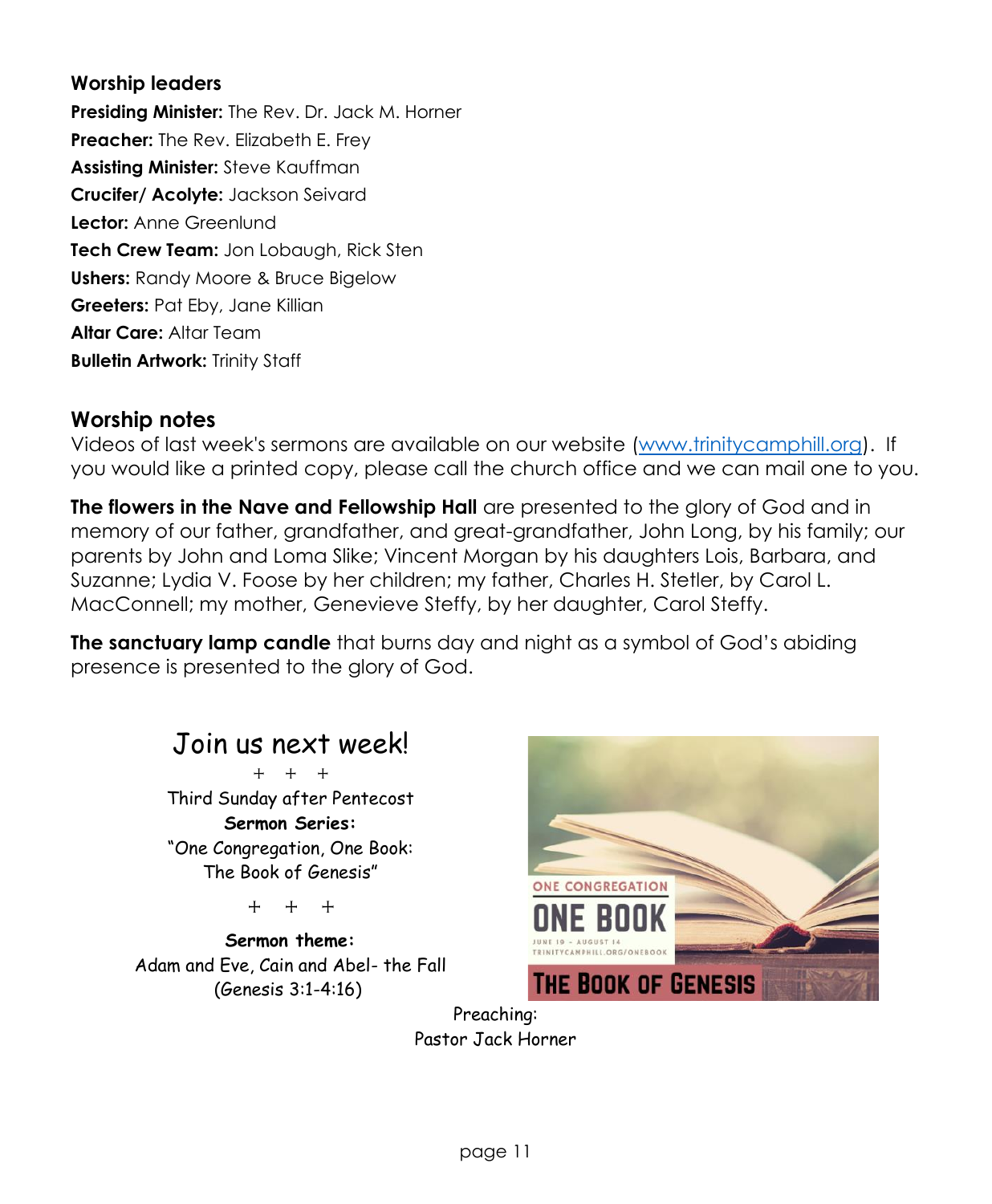## Worship leaders

**Presiding Minister:** The Rev. Dr. Jack M. Horner
**Preacher:** The Rev. Elizabeth E. Frey
**Assisting Minister:** Steve Kauffman
**Crucifer/ Acolyte:** Jackson Seivard
**Lector:** Anne Greenlund
**Tech Crew Team:** Jon Lobaugh, Rick Sten
**Ushers:** Randy Moore & Bruce Bigelow
**Greeters:** Pat Eby, Jane Killian
**Altar Care:** Altar Team
**Bulletin Artwork:** Trinity Staff

## Worship notes

Videos of last week's sermons are available on our website (www.trinitycamphill.org). If you would like a printed copy, please call the church office and we can mail one to you.

**The flowers in the Nave and Fellowship Hall** are presented to the glory of God and in memory of our father, grandfather, and great-grandfather, John Long, by his family; our parents by John and Loma Slike; Vincent Morgan by his daughters Lois, Barbara, and Suzanne; Lydia V. Foose by her children; my father, Charles H. Stetler, by Carol L. MacConnell; my mother, Genevieve Steffy, by her daughter, Carol Steffy.

**The sanctuary lamp candle** that burns day and night as a symbol of God's abiding presence is presented to the glory of God.

# Join us next week!

\+ + +

Third Sunday after Pentecost

**Sermon Series:**

"One Congregation, One Book: The Book of Genesis"

\+ + +

**Sermon theme:**

Adam and Eve, Cain and Abel- the Fall (Genesis 3:1-4:16)

ONE CONGREGATION
ONE BOOK
JUNE 19 - AUGUST 14
TRINITYCAMPHILL.ORG/ONEBOOK
THE BOOK OF GENESIS

Preaching:
Pastor Jack Horner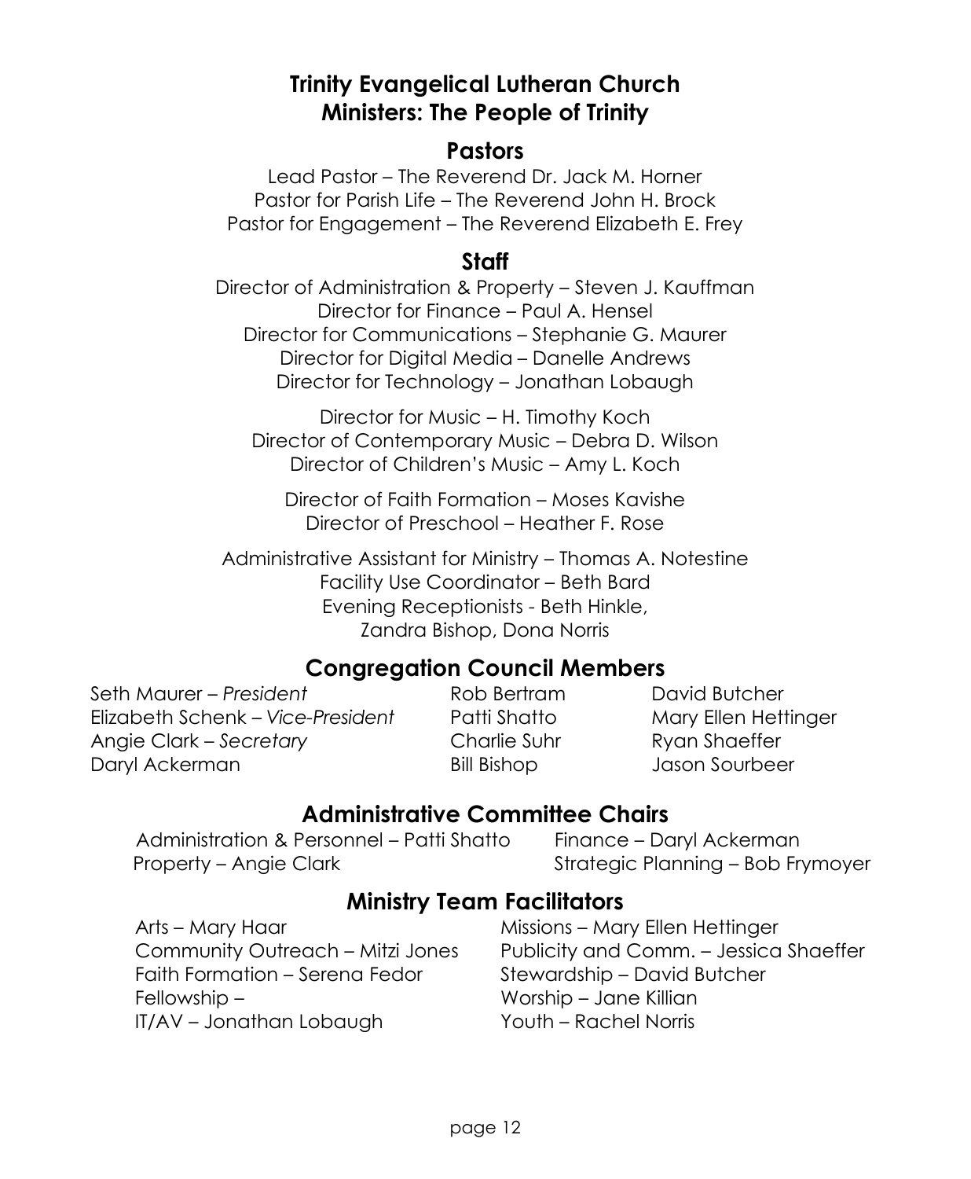# Trinity Evangelical Lutheran Church
# Ministers: The People of Trinity

## Pastors

Lead Pastor – The Reverend Dr. Jack M. Horner
Pastor for Parish Life – The Reverend John H. Brock
Pastor for Engagement – The Reverend Elizabeth E. Frey

## Staff

Director of Administration & Property – Steven J. Kauffman
Director for Finance – Paul A. Hensel
Director for Communications – Stephanie G. Maurer
Director for Digital Media – Danelle Andrews
Director for Technology – Jonathan Lobaugh

Director for Music – H. Timothy Koch
Director of Contemporary Music – Debra D. Wilson
Director of Children's Music – Amy L. Koch

Director of Faith Formation – Moses Kavishe
Director of Preschool – Heather F. Rose

Administrative Assistant for Ministry – Thomas A. Notestine
Facility Use Coordinator – Beth Bard
Evening Receptionists - Beth Hinkle,
Zandra Bishop, Dona Norris

## Congregation Council Members

Seth Maurer – *President*
Elizabeth Schenk – *Vice-President*
Angie Clark – *Secretary*
Daryl Ackerman
Rob Bertram
Patti Shatto
Charlie Suhr
Bill Bishop
David Butcher
Mary Ellen Hettinger
Ryan Shaeffer
Jason Sourbeer

## Administrative Committee Chairs

Administration & Personnel – Patti Shatto
Property – Angie Clark
Finance – Daryl Ackerman
Strategic Planning – Bob Frymoyer

## Ministry Team Facilitators

Arts – Mary Haar
Community Outreach – Mitzi Jones
Faith Formation – Serena Fedor
Fellowship –
IT/AV – Jonathan Lobaugh
Missions – Mary Ellen Hettinger
Publicity and Comm. – Jessica Shaeffer
Stewardship – David Butcher
Worship – Jane Killian
Youth – Rachel Norris